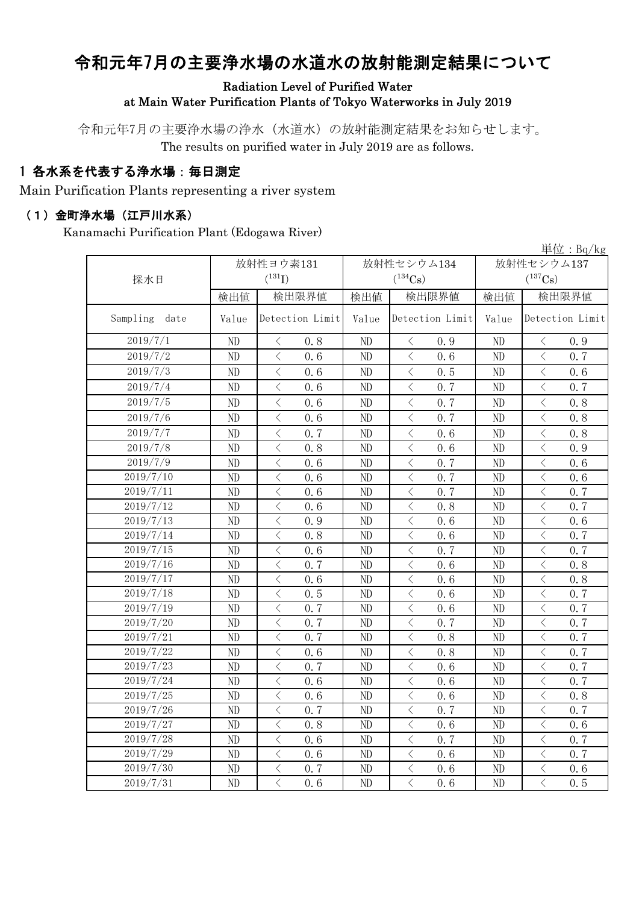# 令和元年7月の主要浄水場の水道水の放射能測定結果について

Radiation Level of Purified Water
at Main Water Purification Plants of Tokyo Waterworks in July 2019

令和元年7月の主要浄水場の浄水（水道水）の放射能測定結果をお知らせします。
The results on purified water in July 2019 are as follows.

## 1 各水系を代表する浄水場：毎日測定

Main Purification Plants representing a river system

### （1）金町浄水場（江戸川水系）

Kanamachi Purification Plant (Edogawa River)

単位：Bq/kg

| 採水日 | 放射性ヨウ素131 ($^{131}I$) | | 放射性セシウム134 ($^{134}Cs$) | | 放射性セシウム137 ($^{137}Cs$) | |
|---|---|---|---|---|---|---|
| | 検出値 | 検出限界値 | 検出値 | 検出限界値 | 検出値 | 検出限界値 |
| Sampling date | Value | Detection Limit | Value | Detection Limit | Value | Detection Limit |
| 2019/7/1 | ND | ＜ 0.8 | ND | ＜ 0.9 | ND | ＜ 0.9 |
| 2019/7/2 | ND | ＜ 0.6 | ND | ＜ 0.6 | ND | ＜ 0.7 |
| 2019/7/3 | ND | ＜ 0.6 | ND | ＜ 0.5 | ND | ＜ 0.6 |
| 2019/7/4 | ND | ＜ 0.6 | ND | ＜ 0.7 | ND | ＜ 0.7 |
| 2019/7/5 | ND | ＜ 0.6 | ND | ＜ 0.7 | ND | ＜ 0.8 |
| 2019/7/6 | ND | ＜ 0.6 | ND | ＜ 0.7 | ND | ＜ 0.8 |
| 2019/7/7 | ND | ＜ 0.7 | ND | ＜ 0.6 | ND | ＜ 0.8 |
| 2019/7/8 | ND | ＜ 0.8 | ND | ＜ 0.6 | ND | ＜ 0.9 |
| 2019/7/9 | ND | ＜ 0.6 | ND | ＜ 0.7 | ND | ＜ 0.6 |
| 2019/7/10 | ND | ＜ 0.6 | ND | ＜ 0.7 | ND | ＜ 0.6 |
| 2019/7/11 | ND | ＜ 0.6 | ND | ＜ 0.7 | ND | ＜ 0.7 |
| 2019/7/12 | ND | ＜ 0.6 | ND | ＜ 0.8 | ND | ＜ 0.7 |
| 2019/7/13 | ND | ＜ 0.9 | ND | ＜ 0.6 | ND | ＜ 0.6 |
| 2019/7/14 | ND | ＜ 0.8 | ND | ＜ 0.6 | ND | ＜ 0.7 |
| 2019/7/15 | ND | ＜ 0.6 | ND | ＜ 0.7 | ND | ＜ 0.7 |
| 2019/7/16 | ND | ＜ 0.7 | ND | ＜ 0.6 | ND | ＜ 0.8 |
| 2019/7/17 | ND | ＜ 0.6 | ND | ＜ 0.6 | ND | ＜ 0.8 |
| 2019/7/18 | ND | ＜ 0.5 | ND | ＜ 0.6 | ND | ＜ 0.7 |
| 2019/7/19 | ND | ＜ 0.7 | ND | ＜ 0.6 | ND | ＜ 0.7 |
| 2019/7/20 | ND | ＜ 0.7 | ND | ＜ 0.7 | ND | ＜ 0.7 |
| 2019/7/21 | ND | ＜ 0.7 | ND | ＜ 0.8 | ND | ＜ 0.7 |
| 2019/7/22 | ND | ＜ 0.6 | ND | ＜ 0.8 | ND | ＜ 0.7 |
| 2019/7/23 | ND | ＜ 0.7 | ND | ＜ 0.6 | ND | ＜ 0.7 |
| 2019/7/24 | ND | ＜ 0.6 | ND | ＜ 0.6 | ND | ＜ 0.7 |
| 2019/7/25 | ND | ＜ 0.6 | ND | ＜ 0.6 | ND | ＜ 0.8 |
| 2019/7/26 | ND | ＜ 0.7 | ND | ＜ 0.7 | ND | ＜ 0.7 |
| 2019/7/27 | ND | ＜ 0.8 | ND | ＜ 0.6 | ND | ＜ 0.6 |
| 2019/7/28 | ND | ＜ 0.6 | ND | ＜ 0.7 | ND | ＜ 0.7 |
| 2019/7/29 | ND | ＜ 0.6 | ND | ＜ 0.6 | ND | ＜ 0.7 |
| 2019/7/30 | ND | ＜ 0.7 | ND | ＜ 0.6 | ND | ＜ 0.6 |
| 2019/7/31 | ND | ＜ 0.6 | ND | ＜ 0.6 | ND | ＜ 0.5 |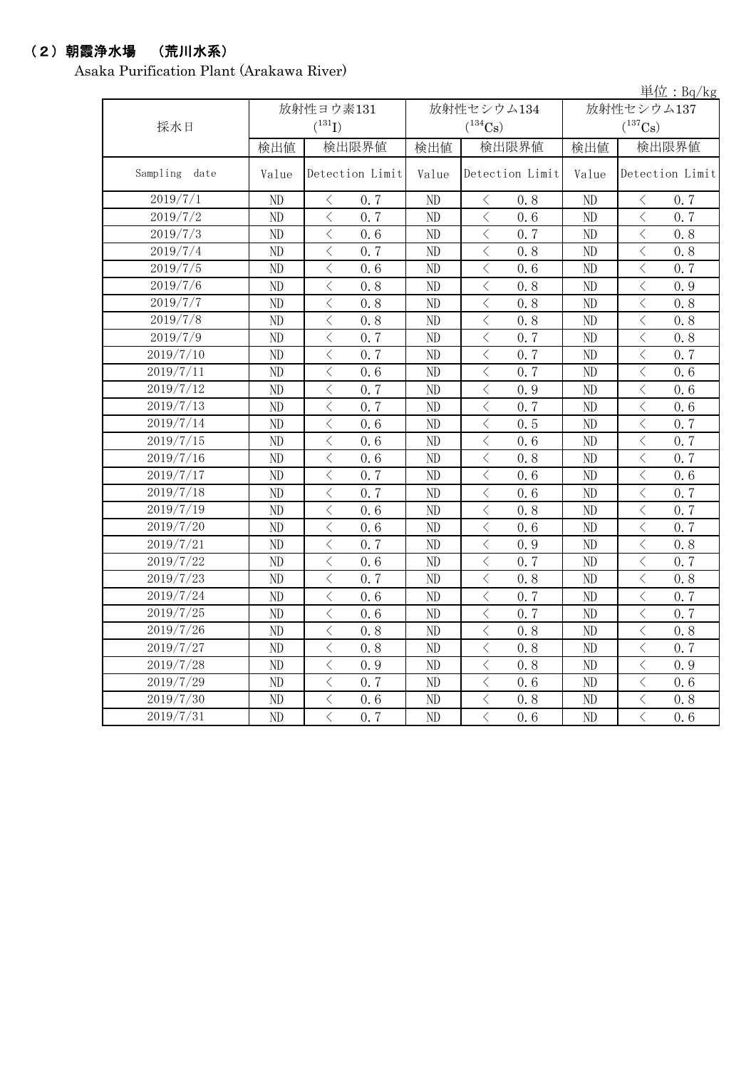## （2）朝霞浄水場　（荒川水系）

Asaka Purification Plant (Arakawa River)

単位：Bq/kg

| 採水日 | 放射性ヨウ素131 $(^{131}I)$ | | 放射性セシウム134 $(^{134}Cs)$ | | 放射性セシウム137 $(^{137}Cs)$ | |
|---|---|---|---|---|---|---|
| | 検出値 | 検出限界値 | 検出値 | 検出限界値 | 検出値 | 検出限界値 |
| Sampling date | Value | Detection Limit | Value | Detection Limit | Value | Detection Limit |
| 2019/7/1 | ND | ＜ 0.7 | ND | ＜ 0.8 | ND | ＜ 0.7 |
| 2019/7/2 | ND | ＜ 0.7 | ND | ＜ 0.6 | ND | ＜ 0.7 |
| 2019/7/3 | ND | ＜ 0.6 | ND | ＜ 0.7 | ND | ＜ 0.8 |
| 2019/7/4 | ND | ＜ 0.7 | ND | ＜ 0.8 | ND | ＜ 0.8 |
| 2019/7/5 | ND | ＜ 0.6 | ND | ＜ 0.6 | ND | ＜ 0.7 |
| 2019/7/6 | ND | ＜ 0.8 | ND | ＜ 0.8 | ND | ＜ 0.9 |
| 2019/7/7 | ND | ＜ 0.8 | ND | ＜ 0.8 | ND | ＜ 0.8 |
| 2019/7/8 | ND | ＜ 0.8 | ND | ＜ 0.8 | ND | ＜ 0.8 |
| 2019/7/9 | ND | ＜ 0.7 | ND | ＜ 0.7 | ND | ＜ 0.8 |
| 2019/7/10 | ND | ＜ 0.7 | ND | ＜ 0.7 | ND | ＜ 0.7 |
| 2019/7/11 | ND | ＜ 0.6 | ND | ＜ 0.7 | ND | ＜ 0.6 |
| 2019/7/12 | ND | ＜ 0.7 | ND | ＜ 0.9 | ND | ＜ 0.6 |
| 2019/7/13 | ND | ＜ 0.7 | ND | ＜ 0.7 | ND | ＜ 0.6 |
| 2019/7/14 | ND | ＜ 0.6 | ND | ＜ 0.5 | ND | ＜ 0.7 |
| 2019/7/15 | ND | ＜ 0.6 | ND | ＜ 0.6 | ND | ＜ 0.7 |
| 2019/7/16 | ND | ＜ 0.6 | ND | ＜ 0.8 | ND | ＜ 0.7 |
| 2019/7/17 | ND | ＜ 0.7 | ND | ＜ 0.6 | ND | ＜ 0.6 |
| 2019/7/18 | ND | ＜ 0.7 | ND | ＜ 0.6 | ND | ＜ 0.7 |
| 2019/7/19 | ND | ＜ 0.6 | ND | ＜ 0.8 | ND | ＜ 0.7 |
| 2019/7/20 | ND | ＜ 0.6 | ND | ＜ 0.6 | ND | ＜ 0.7 |
| 2019/7/21 | ND | ＜ 0.7 | ND | ＜ 0.9 | ND | ＜ 0.8 |
| 2019/7/22 | ND | ＜ 0.6 | ND | ＜ 0.7 | ND | ＜ 0.7 |
| 2019/7/23 | ND | ＜ 0.7 | ND | ＜ 0.8 | ND | ＜ 0.8 |
| 2019/7/24 | ND | ＜ 0.6 | ND | ＜ 0.7 | ND | ＜ 0.7 |
| 2019/7/25 | ND | ＜ 0.6 | ND | ＜ 0.7 | ND | ＜ 0.7 |
| 2019/7/26 | ND | ＜ 0.8 | ND | ＜ 0.8 | ND | ＜ 0.8 |
| 2019/7/27 | ND | ＜ 0.8 | ND | ＜ 0.8 | ND | ＜ 0.7 |
| 2019/7/28 | ND | ＜ 0.9 | ND | ＜ 0.8 | ND | ＜ 0.9 |
| 2019/7/29 | ND | ＜ 0.7 | ND | ＜ 0.6 | ND | ＜ 0.6 |
| 2019/7/30 | ND | ＜ 0.6 | ND | ＜ 0.8 | ND | ＜ 0.8 |
| 2019/7/31 | ND | ＜ 0.7 | ND | ＜ 0.6 | ND | ＜ 0.6 |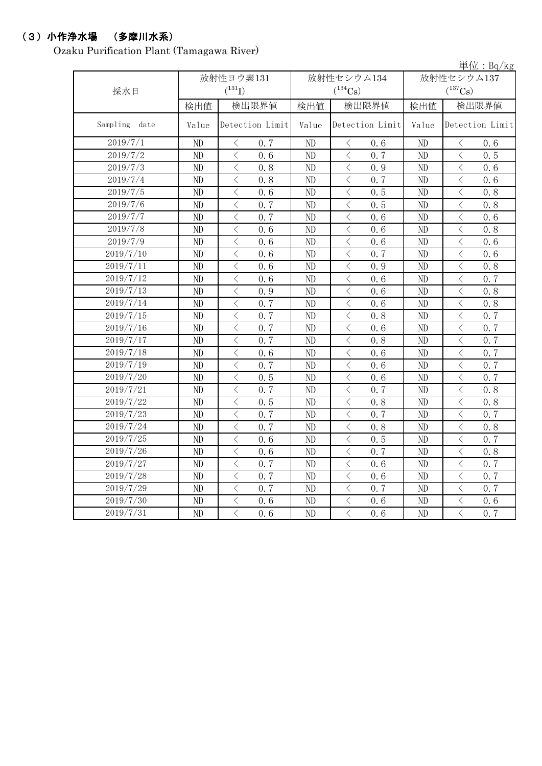## （3）小作浄水場　（多摩川水系）

Ozaku Purification Plant (Tamagawa River)

単位：Bq/kg

| 採水日 | 放射性ヨウ素131 ($^{131}$I) | | 放射性セシウム134 ($^{134}$Cs) | | 放射性セシウム137 ($^{137}$Cs) | |
|---|---|---|---|---|---|---|
| | 検出値 | 検出限界値 | 検出値 | 検出限界値 | 検出値 | 検出限界値 |
| Sampling date | Value | Detection Limit | Value | Detection Limit | Value | Detection Limit |
| 2019/7/1 | ND | ＜ 0.7 | ND | ＜ 0.6 | ND | ＜ 0.6 |
| 2019/7/2 | ND | ＜ 0.6 | ND | ＜ 0.7 | ND | ＜ 0.5 |
| 2019/7/3 | ND | ＜ 0.8 | ND | ＜ 0.9 | ND | ＜ 0.6 |
| 2019/7/4 | ND | ＜ 0.8 | ND | ＜ 0.7 | ND | ＜ 0.6 |
| 2019/7/5 | ND | ＜ 0.6 | ND | ＜ 0.5 | ND | ＜ 0.8 |
| 2019/7/6 | ND | ＜ 0.7 | ND | ＜ 0.5 | ND | ＜ 0.8 |
| 2019/7/7 | ND | ＜ 0.7 | ND | ＜ 0.6 | ND | ＜ 0.6 |
| 2019/7/8 | ND | ＜ 0.6 | ND | ＜ 0.6 | ND | ＜ 0.8 |
| 2019/7/9 | ND | ＜ 0.6 | ND | ＜ 0.6 | ND | ＜ 0.6 |
| 2019/7/10 | ND | ＜ 0.6 | ND | ＜ 0.7 | ND | ＜ 0.6 |
| 2019/7/11 | ND | ＜ 0.6 | ND | ＜ 0.9 | ND | ＜ 0.8 |
| 2019/7/12 | ND | ＜ 0.6 | ND | ＜ 0.6 | ND | ＜ 0.7 |
| 2019/7/13 | ND | ＜ 0.9 | ND | ＜ 0.6 | ND | ＜ 0.8 |
| 2019/7/14 | ND | ＜ 0.7 | ND | ＜ 0.6 | ND | ＜ 0.8 |
| 2019/7/15 | ND | ＜ 0.7 | ND | ＜ 0.8 | ND | ＜ 0.7 |
| 2019/7/16 | ND | ＜ 0.7 | ND | ＜ 0.6 | ND | ＜ 0.7 |
| 2019/7/17 | ND | ＜ 0.7 | ND | ＜ 0.8 | ND | ＜ 0.7 |
| 2019/7/18 | ND | ＜ 0.6 | ND | ＜ 0.6 | ND | ＜ 0.7 |
| 2019/7/19 | ND | ＜ 0.7 | ND | ＜ 0.6 | ND | ＜ 0.7 |
| 2019/7/20 | ND | ＜ 0.5 | ND | ＜ 0.6 | ND | ＜ 0.7 |
| 2019/7/21 | ND | ＜ 0.7 | ND | ＜ 0.7 | ND | ＜ 0.8 |
| 2019/7/22 | ND | ＜ 0.5 | ND | ＜ 0.8 | ND | ＜ 0.8 |
| 2019/7/23 | ND | ＜ 0.7 | ND | ＜ 0.7 | ND | ＜ 0.7 |
| 2019/7/24 | ND | ＜ 0.7 | ND | ＜ 0.8 | ND | ＜ 0.8 |
| 2019/7/25 | ND | ＜ 0.6 | ND | ＜ 0.5 | ND | ＜ 0.7 |
| 2019/7/26 | ND | ＜ 0.6 | ND | ＜ 0.7 | ND | ＜ 0.8 |
| 2019/7/27 | ND | ＜ 0.7 | ND | ＜ 0.6 | ND | ＜ 0.7 |
| 2019/7/28 | ND | ＜ 0.7 | ND | ＜ 0.6 | ND | ＜ 0.7 |
| 2019/7/29 | ND | ＜ 0.7 | ND | ＜ 0.7 | ND | ＜ 0.7 |
| 2019/7/30 | ND | ＜ 0.6 | ND | ＜ 0.6 | ND | ＜ 0.6 |
| 2019/7/31 | ND | ＜ 0.6 | ND | ＜ 0.6 | ND | ＜ 0.7 |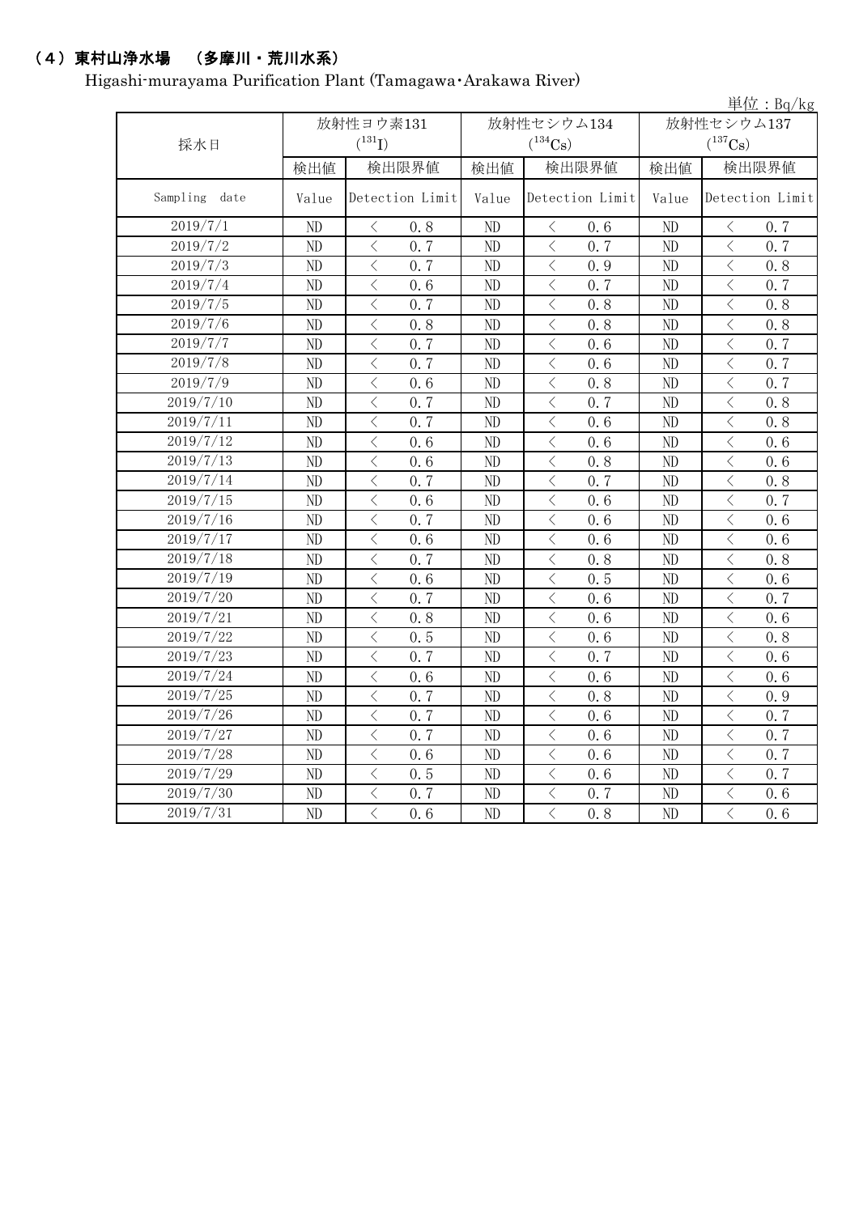## （4）東村山浄水場　（多摩川・荒川水系）

Higashi-murayama Purification Plant (Tamagawa･Arakawa River)

単位：Bq/kg

| 採水日 | 放射性ヨウ素131 ($^{131}I$) | | 放射性セシウム134 ($^{134}Cs$) | | 放射性セシウム137 ($^{137}Cs$) | |
|---|---|---|---|---|---|---|
| | 検出値 | 検出限界値 | 検出値 | 検出限界値 | 検出値 | 検出限界値 |
| Sampling date | Value | Detection Limit | Value | Detection Limit | Value | Detection Limit |
| 2019/7/1 | ND | ＜ 0.8 | ND | ＜ 0.6 | ND | ＜ 0.7 |
| 2019/7/2 | ND | ＜ 0.7 | ND | ＜ 0.7 | ND | ＜ 0.7 |
| 2019/7/3 | ND | ＜ 0.7 | ND | ＜ 0.9 | ND | ＜ 0.8 |
| 2019/7/4 | ND | ＜ 0.6 | ND | ＜ 0.7 | ND | ＜ 0.7 |
| 2019/7/5 | ND | ＜ 0.7 | ND | ＜ 0.8 | ND | ＜ 0.8 |
| 2019/7/6 | ND | ＜ 0.8 | ND | ＜ 0.8 | ND | ＜ 0.8 |
| 2019/7/7 | ND | ＜ 0.7 | ND | ＜ 0.6 | ND | ＜ 0.7 |
| 2019/7/8 | ND | ＜ 0.7 | ND | ＜ 0.6 | ND | ＜ 0.7 |
| 2019/7/9 | ND | ＜ 0.6 | ND | ＜ 0.8 | ND | ＜ 0.7 |
| 2019/7/10 | ND | ＜ 0.7 | ND | ＜ 0.7 | ND | ＜ 0.8 |
| 2019/7/11 | ND | ＜ 0.7 | ND | ＜ 0.6 | ND | ＜ 0.8 |
| 2019/7/12 | ND | ＜ 0.6 | ND | ＜ 0.6 | ND | ＜ 0.6 |
| 2019/7/13 | ND | ＜ 0.6 | ND | ＜ 0.8 | ND | ＜ 0.6 |
| 2019/7/14 | ND | ＜ 0.7 | ND | ＜ 0.7 | ND | ＜ 0.8 |
| 2019/7/15 | ND | ＜ 0.6 | ND | ＜ 0.6 | ND | ＜ 0.7 |
| 2019/7/16 | ND | ＜ 0.7 | ND | ＜ 0.6 | ND | ＜ 0.6 |
| 2019/7/17 | ND | ＜ 0.6 | ND | ＜ 0.6 | ND | ＜ 0.6 |
| 2019/7/18 | ND | ＜ 0.7 | ND | ＜ 0.8 | ND | ＜ 0.8 |
| 2019/7/19 | ND | ＜ 0.6 | ND | ＜ 0.5 | ND | ＜ 0.6 |
| 2019/7/20 | ND | ＜ 0.7 | ND | ＜ 0.6 | ND | ＜ 0.7 |
| 2019/7/21 | ND | ＜ 0.8 | ND | ＜ 0.6 | ND | ＜ 0.6 |
| 2019/7/22 | ND | ＜ 0.5 | ND | ＜ 0.6 | ND | ＜ 0.8 |
| 2019/7/23 | ND | ＜ 0.7 | ND | ＜ 0.7 | ND | ＜ 0.6 |
| 2019/7/24 | ND | ＜ 0.6 | ND | ＜ 0.6 | ND | ＜ 0.6 |
| 2019/7/25 | ND | ＜ 0.7 | ND | ＜ 0.8 | ND | ＜ 0.9 |
| 2019/7/26 | ND | ＜ 0.7 | ND | ＜ 0.6 | ND | ＜ 0.7 |
| 2019/7/27 | ND | ＜ 0.7 | ND | ＜ 0.6 | ND | ＜ 0.7 |
| 2019/7/28 | ND | ＜ 0.6 | ND | ＜ 0.6 | ND | ＜ 0.7 |
| 2019/7/29 | ND | ＜ 0.5 | ND | ＜ 0.6 | ND | ＜ 0.7 |
| 2019/7/30 | ND | ＜ 0.7 | ND | ＜ 0.7 | ND | ＜ 0.6 |
| 2019/7/31 | ND | ＜ 0.6 | ND | ＜ 0.8 | ND | ＜ 0.6 |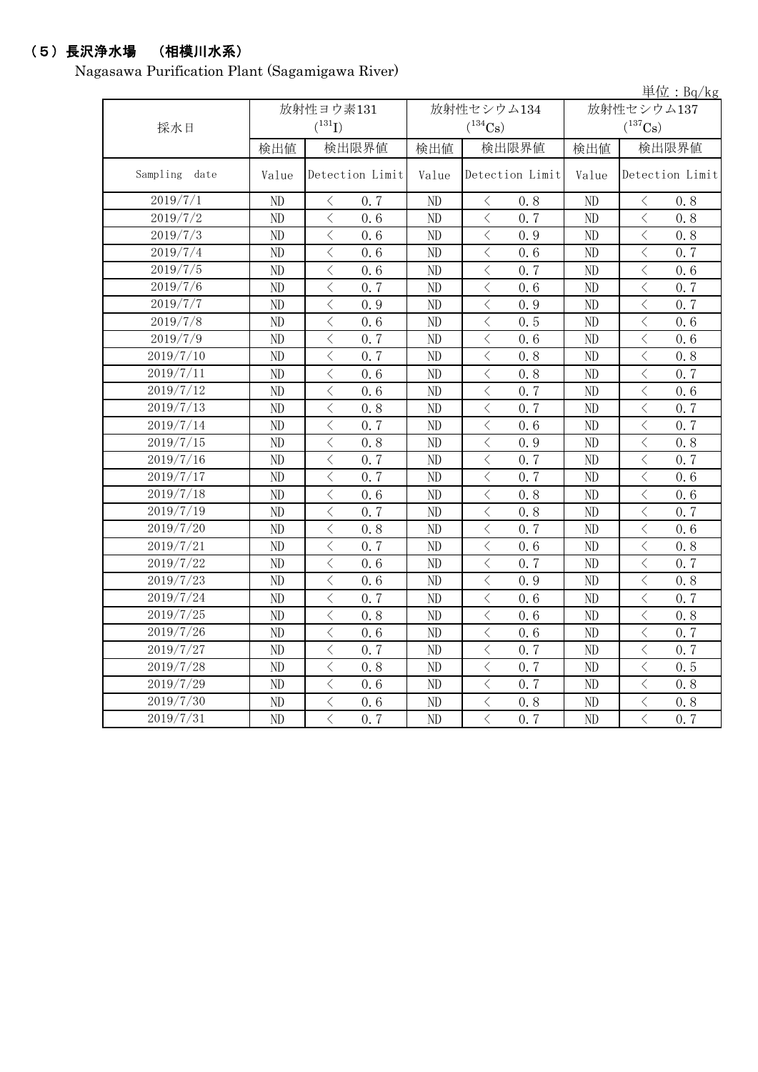## （5）長沢浄水場　（相模川水系）

Nagasawa Purification Plant (Sagamigawa River)

単位：Bq/kg

| 採水日 | 放射性ヨウ素131 ($^{131}$I) | | 放射性セシウム134 ($^{134}$Cs) | | 放射性セシウム137 ($^{137}$Cs) | |
|---|---|---|---|---|---|---|
| | 検出値 | 検出限界値 | 検出値 | 検出限界値 | 検出値 | 検出限界値 |
| Sampling date | Value | Detection Limit | Value | Detection Limit | Value | Detection Limit |
| 2019/7/1 | ND | ＜ 0.7 | ND | ＜ 0.8 | ND | ＜ 0.8 |
| 2019/7/2 | ND | ＜ 0.6 | ND | ＜ 0.7 | ND | ＜ 0.8 |
| 2019/7/3 | ND | ＜ 0.6 | ND | ＜ 0.9 | ND | ＜ 0.8 |
| 2019/7/4 | ND | ＜ 0.6 | ND | ＜ 0.6 | ND | ＜ 0.7 |
| 2019/7/5 | ND | ＜ 0.6 | ND | ＜ 0.7 | ND | ＜ 0.6 |
| 2019/7/6 | ND | ＜ 0.7 | ND | ＜ 0.6 | ND | ＜ 0.7 |
| 2019/7/7 | ND | ＜ 0.9 | ND | ＜ 0.9 | ND | ＜ 0.7 |
| 2019/7/8 | ND | ＜ 0.6 | ND | ＜ 0.5 | ND | ＜ 0.6 |
| 2019/7/9 | ND | ＜ 0.7 | ND | ＜ 0.6 | ND | ＜ 0.6 |
| 2019/7/10 | ND | ＜ 0.7 | ND | ＜ 0.8 | ND | ＜ 0.8 |
| 2019/7/11 | ND | ＜ 0.6 | ND | ＜ 0.8 | ND | ＜ 0.7 |
| 2019/7/12 | ND | ＜ 0.6 | ND | ＜ 0.7 | ND | ＜ 0.6 |
| 2019/7/13 | ND | ＜ 0.8 | ND | ＜ 0.7 | ND | ＜ 0.7 |
| 2019/7/14 | ND | ＜ 0.7 | ND | ＜ 0.6 | ND | ＜ 0.7 |
| 2019/7/15 | ND | ＜ 0.8 | ND | ＜ 0.9 | ND | ＜ 0.8 |
| 2019/7/16 | ND | ＜ 0.7 | ND | ＜ 0.7 | ND | ＜ 0.7 |
| 2019/7/17 | ND | ＜ 0.7 | ND | ＜ 0.7 | ND | ＜ 0.6 |
| 2019/7/18 | ND | ＜ 0.6 | ND | ＜ 0.8 | ND | ＜ 0.6 |
| 2019/7/19 | ND | ＜ 0.7 | ND | ＜ 0.8 | ND | ＜ 0.7 |
| 2019/7/20 | ND | ＜ 0.8 | ND | ＜ 0.7 | ND | ＜ 0.6 |
| 2019/7/21 | ND | ＜ 0.7 | ND | ＜ 0.6 | ND | ＜ 0.8 |
| 2019/7/22 | ND | ＜ 0.6 | ND | ＜ 0.7 | ND | ＜ 0.7 |
| 2019/7/23 | ND | ＜ 0.6 | ND | ＜ 0.9 | ND | ＜ 0.8 |
| 2019/7/24 | ND | ＜ 0.7 | ND | ＜ 0.6 | ND | ＜ 0.7 |
| 2019/7/25 | ND | ＜ 0.8 | ND | ＜ 0.6 | ND | ＜ 0.8 |
| 2019/7/26 | ND | ＜ 0.6 | ND | ＜ 0.6 | ND | ＜ 0.7 |
| 2019/7/27 | ND | ＜ 0.7 | ND | ＜ 0.7 | ND | ＜ 0.7 |
| 2019/7/28 | ND | ＜ 0.8 | ND | ＜ 0.7 | ND | ＜ 0.5 |
| 2019/7/29 | ND | ＜ 0.6 | ND | ＜ 0.7 | ND | ＜ 0.8 |
| 2019/7/30 | ND | ＜ 0.6 | ND | ＜ 0.8 | ND | ＜ 0.8 |
| 2019/7/31 | ND | ＜ 0.7 | ND | ＜ 0.7 | ND | ＜ 0.7 |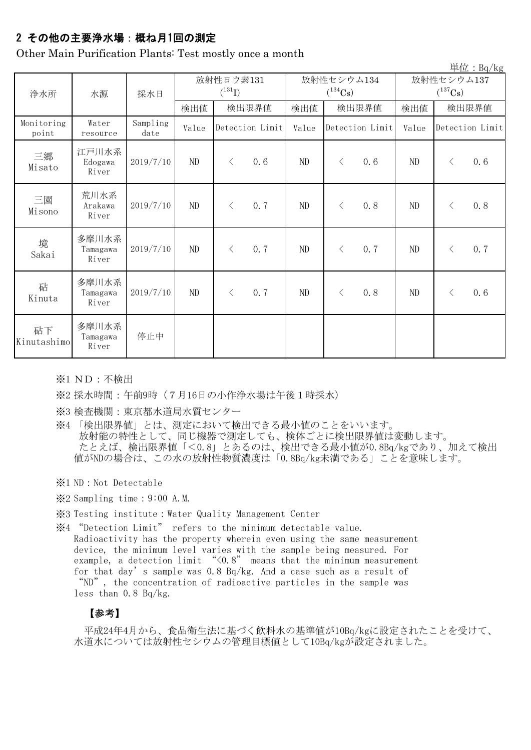## 2 その他の主要浄水場：概ね月1回の測定

Other Main Purification Plants: Test mostly once a month

単位：Bq/kg

| 浄水所 | 水源 | 採水日 | 放射性ヨウ素131 ($^{131}I$) | | 放射性セシウム134 ($^{134}Cs$) | | 放射性セシウム137 ($^{137}Cs$) | |
|---|---|---|---|---|---|---|---|---|
| | | | 検出値 | 検出限界値 | 検出値 | 検出限界値 | 検出値 | 検出限界値 |
| Monitoring point | Water resource | Sampling date | Value | Detection Limit | Value | Detection Limit | Value | Detection Limit |
| 三郷 Misato | 江戸川水系 Edogawa River | 2019/7/10 | ND | ＜ 0.6 | ND | ＜ 0.6 | ND | ＜ 0.6 |
| 三園 Misono | 荒川水系 Arakawa River | 2019/7/10 | ND | ＜ 0.7 | ND | ＜ 0.8 | ND | ＜ 0.8 |
| 境 Sakai | 多摩川水系 Tamagawa River | 2019/7/10 | ND | ＜ 0.7 | ND | ＜ 0.7 | ND | ＜ 0.7 |
| 砧 Kinuta | 多摩川水系 Tamagawa River | 2019/7/10 | ND | ＜ 0.7 | ND | ＜ 0.8 | ND | ＜ 0.6 |
| 砧下 Kinutashimo | 多摩川水系 Tamagawa River | 停止中 | | | | | | |

※1 ＮＤ：不検出

※2 採水時間：午前9時（７月16日の小作浄水場は午後１時採水）

※3 検査機関：東京都水道局水質センター

※4 「検出限界値」とは、測定において検出できる最小値のことをいいます。
放射能の特性として、同じ機器で測定しても、検体ごとに検出限界値は変動します。
たとえば、検出限界値「＜0.8」とあるのは、検出できる最小値が0.8Bq/kgであり、加えて検出値がNDの場合は、この水の放射性物質濃度は「0.8Bq/kg未満である」ことを意味します。

※1 ND：Not Detectable

※2 Sampling time：9:00 A.M.

※3 Testing institute：Water Quality Management Center

※4 "Detection Limit" refers to the minimum detectable value.
Radioactivity has the property wherein even using the same measurement device, the minimum level varies with the sample being measured. For example, a detection limit "<0.8" means that the minimum measurement for that day's sample was 0.8 Bq/kg. And a case such as a result of "ND", the concentration of radioactive particles in the sample was less than 0.8 Bq/kg.

**【参考】**

平成24年4月から、食品衛生法に基づく飲料水の基準値が10Bq/kgに設定されたことを受けて、水道水については放射性セシウムの管理目標値として10Bq/kgが設定されました。